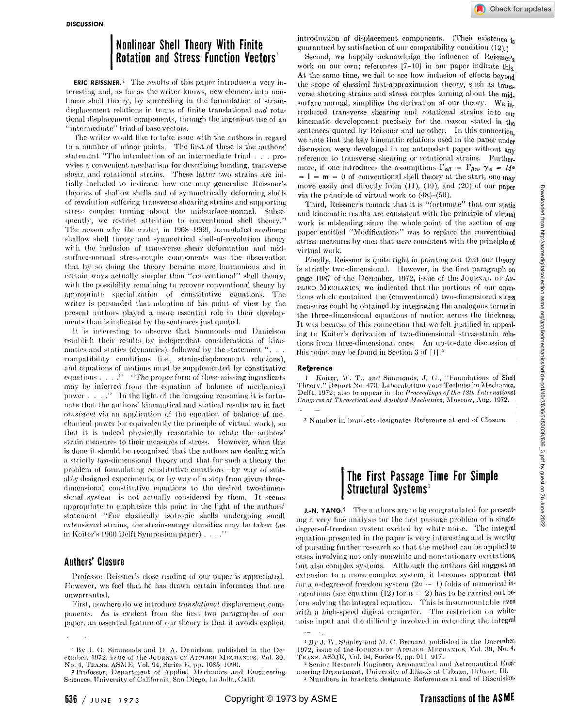DISCUSSION

# Nonlinear Shell Theory With Finite Rotation and Stress Function Vectors[1]

**ERIC REISSNER.**[2] The results of this paper introduce a very interesting and, as far as the writer knows, new element into nonlinear shell theory, by succeeding in the formulation of strain-displacement relations in terms of finite translational *and* rotational displacement components, through the ingenious use of an "intermediate" triad of base vectors.

The writer would like to take issue with the authors in regard to a number of minor points. The first of these is the authors' statement "The introduction of an intermediate triad . . . provides a convenient mechanism for describing bending, transverse shear, and rotational strains. These latter two strains are initially included to indicate how one may generalize Reissner's theories of shallow shells and of symmetrically deforming shells of revolution suffering transverse shearing strains and supporting stress couples turning about the midsurface-normal. Subsequently, we restrict attention to conventional shell theory." The *reason* why the writer, in 1968–1969, formulated nonlinear shallow shell theory and symmetrical shell-of-revolution theory with the inclusion of transverse shear deformation and midsurface-normal stress-couple components was the observation that by so doing the theory became more harmonious and in certain ways actually simpler than "conventional" shell theory, with the possibility remaining to recover conventional theory by appropriate specialization of constitutive equations. The writer is persuaded that adoption of his point of view by the present authors played a more essential role in their developments than is indicated by the sentences just quoted.

It is interesting to observe that Simmonds and Danielson establish their results by independent considerations of kinematics and statics (dynamics), followed by the statement ". . . compatibility conditions (i.e., strain-displacement relations), and equations of motions must be supplemented by constitutive equations . . . ." "The proper form of these missing ingredients may be inferred from the equation of balance of mechanical power . . . ." In the light of the foregoing reasoning it is fortunate that the authors' kinematical and statical results are in fact *consistent* via an application of the equation of balance of mechanical power (or equivalently the principle of virtual work), so that it is indeed physically reasonable to relate the authors' strain measures to their measures of stress. However, when this is done it should be recognized that the authors are dealing with a strictly *two*-dimensional theory and that for such a theory the problem of formulating constitutive equations—by way of suitably designed experiments, or by way of a step from given three-dimensional constitutive equations to the desired two-dimensional system—is not actually considered by them. It seems appropriate to emphasize this point in the light of the authors' statement "For elastically isotropic shells undergoing small *extensional strains*, the strain-energy densities may be taken (as in Koiter's 1960 Delft Symposium paper) . . . ."

## Authors' Closure

Professor Reissner's close reading of our paper is appreciated. However, we feel that he has drawn certain inferences that are unwarranted.

First, nowhere do we introduce *translational* displacement components. As is evident from the first two paragraphs of our paper, an essential feature of our theory is that it avoids explicit introduction of displacement components. (Their existence is guaranteed by satisfaction of our compatibility condition (12).)

Second, we happily acknowledge the influence of Reissner's work on our own; references [7–10] in our paper indicate this. At the same time, we fail to see how inclusion of effects beyond the scope of classical first-approximation theory, such as transverse shearing strains and stress couples turning about the midsurface normal, simplifies the derivation of our theory. We introduced transverse shearing and rotational strains into our kinematic development precisely for the reason stated in the sentences quoted by Reissner and no other. In this connection, we note that the key kinematic relations used in the paper under discussion were developed in an antecedent paper without any reference to transverse shearing or rotational strains. Furthermore, if one introduces the assumptions $\Gamma_{\alpha\beta} = \Gamma_{\beta\alpha}$, $\gamma_\alpha = M^\alpha = \mathbf{l} = \mathbf{m} = 0$ of conventional shell theory at the start, one may move easily and directly from (11), (19), and (20) of our paper via the principle of virtual work to (48)–(50).

Third, Reissner's remark that it is "fortunate" that our static and kinematic results are consistent with the principle of virtual work is misleading since the whole point of the section of our paper entitled "Modifications" was to replace the conventional stress measures by ones that *were* consistent with the principle of virtual work.

Finally, Reissner is quite right in pointing out that our theory is strictly two-dimensional. However, in the first paragraph on page 1087 of the December, 1972, issue of the JOURNAL OF APPLIED MECHANICS, we indicated that the portions of our equations which contained the (conventional) two-dimensional stress measures could be obtained by integrating the analogous terms in the three-dimensional equations of motion across the thickness. It was because of this connection that we felt justified in appealing to Koiter's derivation of two-dimensional stress-strain relations from three-dimensional ones. An up-to-date discussion of this point may be found in Section 3 of [1].[3]

### Reference

1 Koiter, W. T., and Simmonds, J. G., "Foundations of Shell Theory," Report No. 473, Laboratorium voor Technische Mechanica, Delft, 1972; also to appear in the *Proceedings of the 13th International Congress of Theoretical and Applied Mechanics*, Moscow, Aug. 1972.

[3] Number in brackets designates Reference at end of Closure.

[1] By J. G. Simmonds and D. A. Danielson, published in the December, 1972, issue of the JOURNAL OF APPLIED MECHANICS, Vol. 39, No. 4, TRANS. ASME, Vol. 94, Series E, pp. 1085–1090.

[2] Professor, Department of Applied Mechanics and Engineering Sciences, University of California, San Diego, La Jolla, Calif.

# The First Passage Time For Simple Structural Systems[1]

**J.-N. YANG.**[2] The authors are to be congratulated for presenting a very fine analysis for the first passage problem of a single-degree-of-freedom system excited by white noise. The integral equation presented in the paper is very interesting and is worthy of pursuing further research so that the method can be applied to cases involving not only nonwhite and nonstationary excitations, but also complex systems. Although the authors did suggest an extension to a more complex system, it becomes apparent that for a $n$-degree-of freedom system $(2n - 1)$ folds of numerical integrations (see equation (12) for $n = 2$) has to be carried out before solving the integral equation. This is insurmountable even with a high-speed digital computer. The restriction on white-noise input and the difficulty involved in extending the integral

[1] By J. W. Shipley and M. C. Bernard, published in the December, 1972, issue of the JOURNAL OF APPLIED MECHANICS, Vol. 94, No. 4, TRANS. ASME, Vol. 94, Series E, pp. 911–917.

[2] Senior Research Engineer, Aeronautical and Astronautical Engineering Department, University of Illinois at Urbana, Urbana, Ill.

[3] Numbers in brackets designate References at end of Discussion.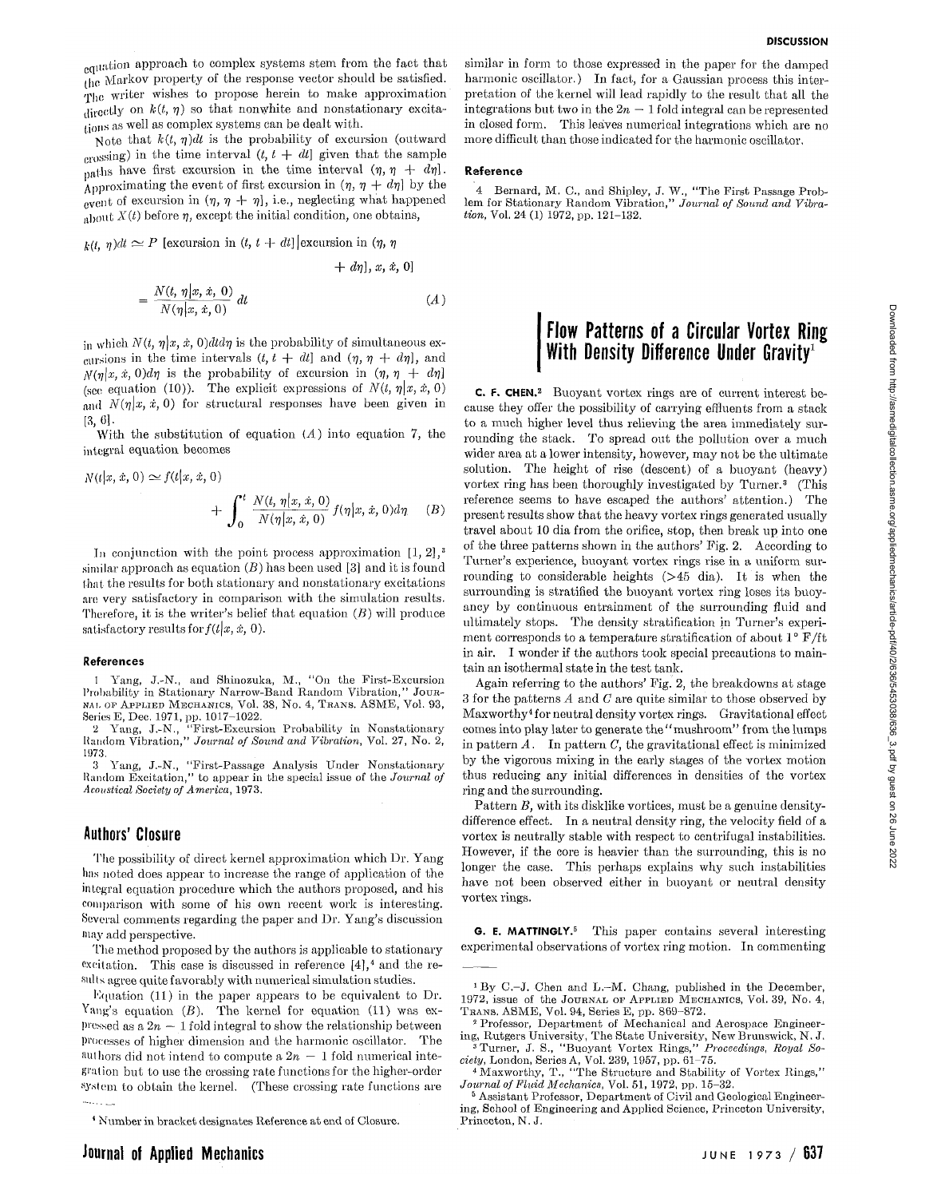equation approach to complex systems stem from the fact that the Markov property of the response vector should be satisfied. The writer wishes to propose herein to make approximation directly on $k(t, \eta)$ so that nonwhite and nonstationary excitations as well as complex systems can be dealt with.

Note that $k(t, \eta)dt$ is the probability of excursion (outward crossing) in the time interval $(t, t + dt]$ given that the sample paths have first excursion in the time interval $(\eta, \eta + d\eta]$. Approximating the event of first excursion in $(\eta, \eta + d\eta]$ by the event of excursion in $(\eta, \eta + \eta]$, i.e., neglecting what happened about $X(t)$ before $\eta$, except the initial condition, one obtains,

$$k(t, \eta)dt \simeq P \text{ [excursion in } (t, t + dt] \,|\, \text{excursion in } (\eta, \eta + d\eta], x, \dot{x}, 0]$$

$$= \frac{N(t, \eta | x, \dot{x}, 0)}{N(\eta | x, \dot{x}, 0)} dt \qquad (A)$$

in which $N(t, \eta | x, \dot{x}, 0)dtd\eta$ is the probability of simultaneous excursions in the time intervals $(t, t + dt]$ and $(\eta, \eta + d\eta]$, and $N(\eta | x, \dot{x}, 0)d\eta$ is the probability of excursion in $(\eta, \eta + d\eta]$ (see equation (10)). The explicit expressions of $N(t, \eta | x, \dot{x}, 0)$ and $N(\eta | x, \dot{x}, 0)$ for structural responses have been given in [3, 6].

With the substitution of equation $(A)$ into equation 7, the integral equation becomes

$$N(t | x, \dot{x}, 0) \simeq f(t | x, \dot{x}, 0) + \int_0^t \frac{N(t, \eta | x, \dot{x}, 0)}{N(\eta | x, \dot{x}, 0)} f(\eta | x, \dot{x}, 0)d\eta \qquad (B)$$

In conjunction with the point process approximation [1, 2],[3] similar approach as equation $(B)$ has been used [3] and it is found that the results for both stationary and nonstationary excitations are very satisfactory in comparison with the simulation results. Therefore, it is the writer's belief that equation $(B)$ will produce satisfactory results for $f(t | x, \dot{x}, 0)$.

### References

1 Yang, J.-N., and Shinozuka, M., "On the First-Excursion Probability in Stationary Narrow-Band Random Vibration," JOURNAL OF APPLIED MECHANICS, Vol. 38, No. 4, TRANS. ASME, Vol. 93, Series E, Dec. 1971, pp. 1017–1022.

2 Yang, J.-N., "First-Excursion Probability in Nonstationary Random Vibration," *Journal of Sound and Vibration*, Vol. 27, No. 2, 1973.

3 Yang, J.-N., "First-Passage Analysis Under Nonstationary Random Excitation," to appear in the special issue of the *Journal of Acoustical Society of America*, 1973.

## Authors' Closure

The possibility of direct kernel approximation which Dr. Yang has noted does appear to increase the range of application of the integral equation procedure which the authors proposed, and his comparison with some of his own recent work is interesting. Several comments regarding the paper and Dr. Yang's discussion may add perspective.

The method proposed by the authors is applicable to stationary excitation. This case is discussed in reference [4],[4] and the results agree quite favorably with numerical simulation studies.

Equation (11) in the paper appears to be equivalent to Dr. Yang's equation $(B)$. The kernel for equation (11) was expressed as a $2n - 1$ fold integral to show the relationship between processes of higher dimension and the harmonic oscillator. The authors did not intend to compute a $2n - 1$ fold numerical integration but to use the crossing rate functions for the higher-order system to obtain the kernel. (These crossing rate functions are similar in form to those expressed in the paper for the damped harmonic oscillator.) In fact, for a Gaussian process this interpretation of the kernel will lead rapidly to the result that all the integrations but two in the $2n - 1$ fold integral can be represented in closed form. This leaves numerical integrations which are no more difficult than those indicated for the harmonic oscillator.

[4] Number in bracket designates Reference at end of Closure.

### Reference

4 Bernard, M. C., and Shipley, J. W., "The First Passage Problem for Stationary Random Vibration," *Journal of Sound and Vibration*, Vol. 24 (1) 1972, pp. 121–132.

## Flow Patterns of a Circular Vortex Ring With Density Difference Under Gravity[1]

**C. F. CHEN.**[2] Buoyant vortex rings are of current interest because they offer the possibility of carrying effluents from a stack to a much higher level thus relieving the area immediately surrounding the stack. To spread out the pollution over a much wider area at a lower intensity, however, may not be the ultimate solution. The height of rise (descent) of a buoyant (heavy) vortex ring has been thoroughly investigated by Turner.[3] (This reference seems to have escaped the authors' attention.) The present results show that the heavy vortex rings generated usually travel about 10 dia from the orifice, stop, then break up into one of the three patterns shown in the authors' Fig. 2. According to Turner's experience, buoyant vortex rings rise in a uniform surrounding to considerable heights (>45 dia). It is when the surrounding is stratified the buoyant vortex ring loses its buoyancy by continuous entrainment of the surrounding fluid and ultimately stops. The density stratification in Turner's experiment corresponds to a temperature stratification of about 1° F/ft in air. I wonder if the authors took special precautions to maintain an isothermal state in the test tank.

Again referring to the authors' Fig. 2, the breakdowns at stage 3 for the patterns $A$ and $C$ are quite similar to those observed by Maxworthy[4] for neutral density vortex rings. Gravitational effect comes into play later to generate the "mushroom" from the lumps in pattern $A$. In pattern $C$, the gravitational effect is minimized by the vigorous mixing in the early stages of the vortex motion thus reducing any initial differences in densities of the vortex ring and the surrounding.

Pattern $B$, with its disklike vortices, must be a genuine density-difference effect. In a neutral density ring, the velocity field of a vortex is neutrally stable with respect to centrifugal instabilities. However, if the core is heavier than the surrounding, this is no longer the case. This perhaps explains why such instabilities have not been observed either in buoyant or neutral density vortex rings.

**G. E. MATTINGLY.**[5] This paper contains several interesting experimental observations of vortex ring motion. In commenting

[1] By C.-J. Chen and L.-M. Chang, published in the December, 1972, issue of the JOURNAL OF APPLIED MECHANICS, Vol. 39, No. 4, TRANS. ASME, Vol. 94, Series E, pp. 869–872.

[2] Professor, Department of Mechanical and Aerospace Engineering, Rutgers University, The State University, New Brunswick, N. J.

[3] Turner, J. S., "Buoyant Vortex Rings," *Proceedings, Royal Society*, London, Series A, Vol. 239, 1957, pp. 61–75.

[4] Maxworthy, T., "The Structure and Stability of Vortex Rings," *Journal of Fluid Mechanics*, Vol. 51, 1972, pp. 15–32.

[5] Assistant Professor, Department of Civil and Geological Engineering, School of Engineering and Applied Science, Princeton University, Princeton, N. J.